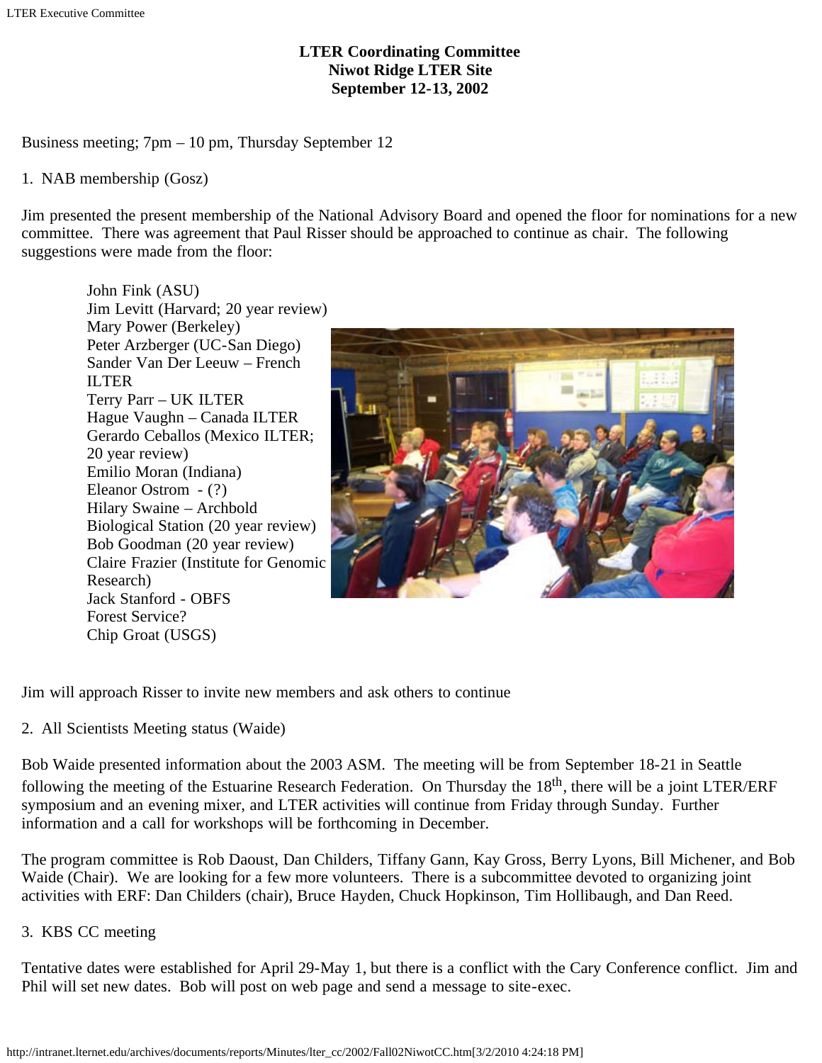# LTER Coordinating Committee
## Niwot Ridge LTER Site
## September 12-13, 2002

Business meeting; 7pm – 10 pm, Thursday September 12

1. NAB membership (Gosz)

Jim presented the present membership of the National Advisory Board and opened the floor for nominations for a new committee. There was agreement that Paul Risser should be approached to continue as chair. The following suggestions were made from the floor:

John Fink (ASU)
Jim Levitt (Harvard; 20 year review)
Mary Power (Berkeley)
Peter Arzberger (UC-San Diego)
Sander Van Der Leeuw – French ILTER
Terry Parr – UK ILTER
Hague Vaughn – Canada ILTER
Gerardo Ceballos (Mexico ILTER; 20 year review)
Emilio Moran (Indiana)
Eleanor Ostrom - (?)
Hilary Swaine – Archbold Biological Station (20 year review)
Bob Goodman (20 year review)
Claire Frazier (Institute for Genomic Research)
Jack Stanford - OBFS
Forest Service?
Chip Groat (USGS)

Jim will approach Risser to invite new members and ask others to continue

2. All Scientists Meeting status (Waide)

Bob Waide presented information about the 2003 ASM. The meeting will be from September 18-21 in Seattle following the meeting of the Estuarine Research Federation. On Thursday the 18th, there will be a joint LTER/ERF symposium and an evening mixer, and LTER activities will continue from Friday through Sunday. Further information and a call for workshops will be forthcoming in December.

The program committee is Rob Daoust, Dan Childers, Tiffany Gann, Kay Gross, Berry Lyons, Bill Michener, and Bob Waide (Chair). We are looking for a few more volunteers. There is a subcommittee devoted to organizing joint activities with ERF: Dan Childers (chair), Bruce Hayden, Chuck Hopkinson, Tim Hollibaugh, and Dan Reed.

3. KBS CC meeting

Tentative dates were established for April 29-May 1, but there is a conflict with the Cary Conference conflict. Jim and Phil will set new dates. Bob will post on web page and send a message to site-exec.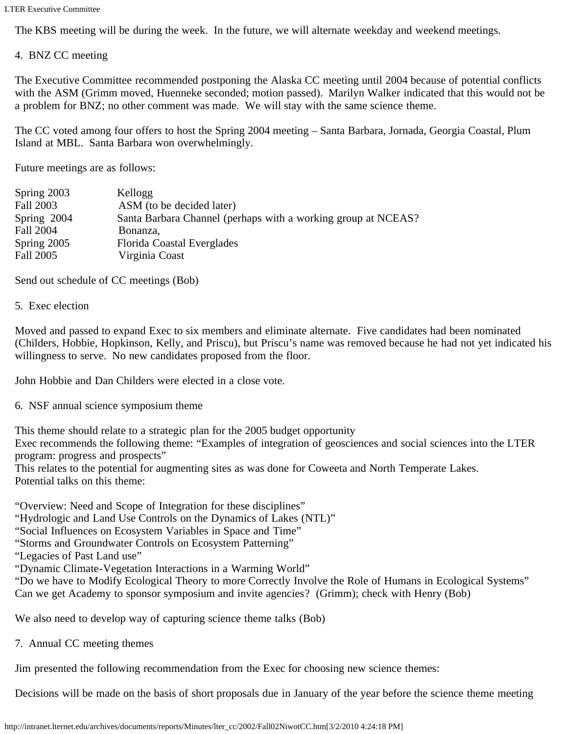The KBS meeting will be during the week. In the future, we will alternate weekday and weekend meetings.

4. BNZ CC meeting

The Executive Committee recommended postponing the Alaska CC meeting until 2004 because of potential conflicts with the ASM (Grimm moved, Huenneke seconded; motion passed). Marilyn Walker indicated that this would not be a problem for BNZ; no other comment was made. We will stay with the same science theme.

The CC voted among four offers to host the Spring 2004 meeting – Santa Barbara, Jornada, Georgia Coastal, Plum Island at MBL. Santa Barbara won overwhelmingly.

Future meetings are as follows:

| | |
|---|---|
| Spring 2003 | Kellogg |
| Fall 2003 | ASM (to be decided later) |
| Spring 2004 | Santa Barbara Channel (perhaps with a working group at NCEAS? |
| Fall 2004 | Bonanza, |
| Spring 2005 | Florida Coastal Everglades |
| Fall 2005 | Virginia Coast |

Send out schedule of CC meetings (Bob)

5. Exec election

Moved and passed to expand Exec to six members and eliminate alternate. Five candidates had been nominated (Childers, Hobbie, Hopkinson, Kelly, and Priscu), but Priscu's name was removed because he had not yet indicated his willingness to serve. No new candidates proposed from the floor.

John Hobbie and Dan Childers were elected in a close vote.

6. NSF annual science symposium theme

This theme should relate to a strategic plan for the 2005 budget opportunity
Exec recommends the following theme: "Examples of integration of geosciences and social sciences into the LTER program: progress and prospects"
This relates to the potential for augmenting sites as was done for Coweeta and North Temperate Lakes.
Potential talks on this theme:

"Overview: Need and Scope of Integration for these disciplines"
"Hydrologic and Land Use Controls on the Dynamics of Lakes (NTL)"
"Social Influences on Ecosystem Variables in Space and Time"
"Storms and Groundwater Controls on Ecosystem Patterning"
"Legacies of Past Land use"
"Dynamic Climate-Vegetation Interactions in a Warming World"
"Do we have to Modify Ecological Theory to more Correctly Involve the Role of Humans in Ecological Systems"
Can we get Academy to sponsor symposium and invite agencies? (Grimm); check with Henry (Bob)

We also need to develop way of capturing science theme talks (Bob)

7. Annual CC meeting themes

Jim presented the following recommendation from the Exec for choosing new science themes:

Decisions will be made on the basis of short proposals due in January of the year before the science theme meeting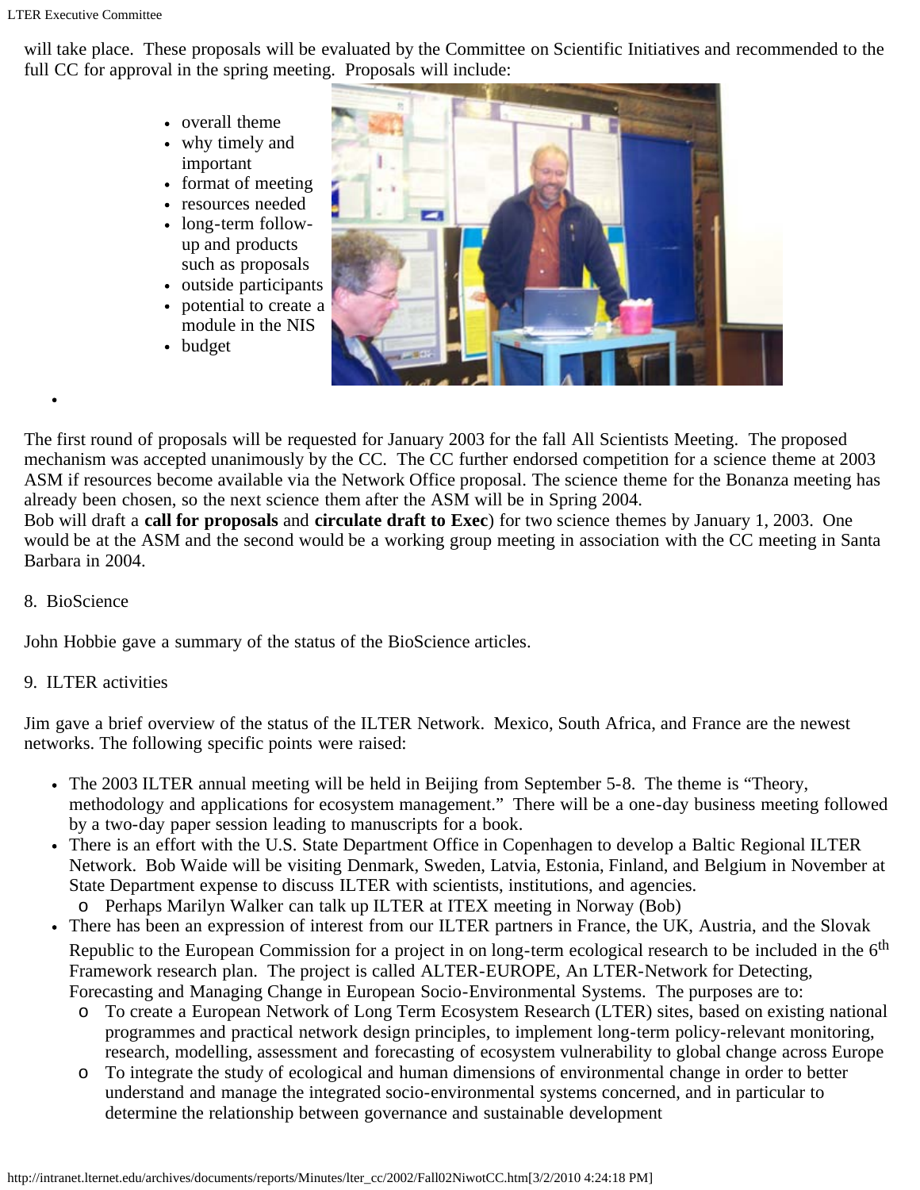will take place. These proposals will be evaluated by the Committee on Scientific Initiatives and recommended to the full CC for approval in the spring meeting. Proposals will include:

- overall theme
- why timely and important
- format of meeting
- resources needed
- long-term follow-up and products such as proposals
- outside participants
- potential to create a module in the NIS
- budget

The first round of proposals will be requested for January 2003 for the fall All Scientists Meeting. The proposed mechanism was accepted unanimously by the CC. The CC further endorsed competition for a science theme at 2003 ASM if resources become available via the Network Office proposal. The science theme for the Bonanza meeting has already been chosen, so the next science them after the ASM will be in Spring 2004.
Bob will draft a **call for proposals** and **circulate draft to Exec**) for two science themes by January 1, 2003. One would be at the ASM and the second would be a working group meeting in association with the CC meeting in Santa Barbara in 2004.

8. BioScience

John Hobbie gave a summary of the status of the BioScience articles.

9. ILTER activities

Jim gave a brief overview of the status of the ILTER Network. Mexico, South Africa, and France are the newest networks. The following specific points were raised:

- The 2003 ILTER annual meeting will be held in Beijing from September 5-8. The theme is "Theory, methodology and applications for ecosystem management." There will be a one-day business meeting followed by a two-day paper session leading to manuscripts for a book.
- There is an effort with the U.S. State Department Office in Copenhagen to develop a Baltic Regional ILTER Network. Bob Waide will be visiting Denmark, Sweden, Latvia, Estonia, Finland, and Belgium in November at State Department expense to discuss ILTER with scientists, institutions, and agencies.
  - Perhaps Marilyn Walker can talk up ILTER at ITEX meeting in Norway (Bob)
- There has been an expression of interest from our ILTER partners in France, the UK, Austria, and the Slovak Republic to the European Commission for a project in on long-term ecological research to be included in the 6th Framework research plan. The project is called ALTER-EUROPE, An LTER-Network for Detecting, Forecasting and Managing Change in European Socio-Environmental Systems. The purposes are to:
  - To create a European Network of Long Term Ecosystem Research (LTER) sites, based on existing national programmes and practical network design principles, to implement long-term policy-relevant monitoring, research, modelling, assessment and forecasting of ecosystem vulnerability to global change across Europe
  - To integrate the study of ecological and human dimensions of environmental change in order to better understand and manage the integrated socio-environmental systems concerned, and in particular to determine the relationship between governance and sustainable development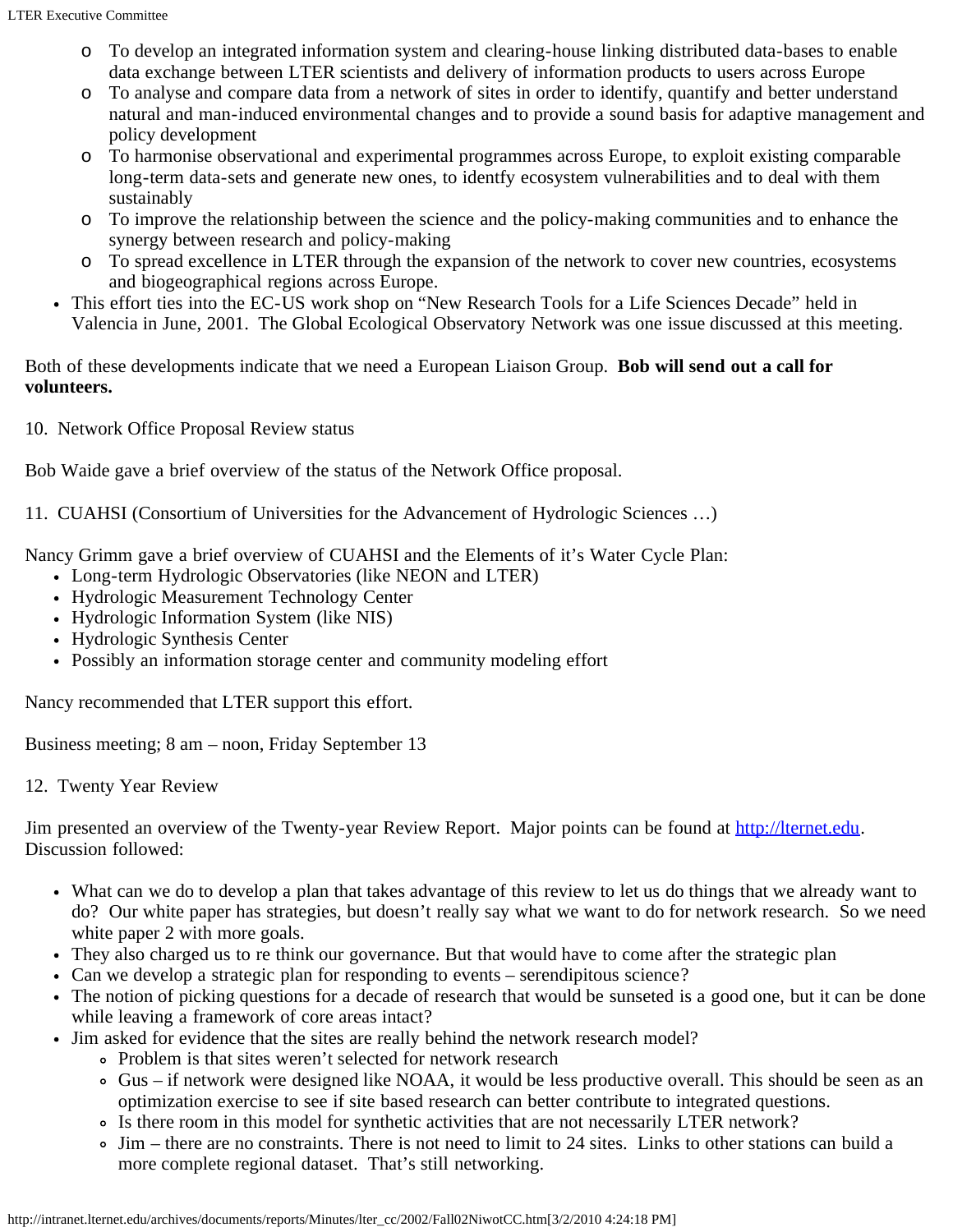- To develop an integrated information system and clearing-house linking distributed data-bases to enable data exchange between LTER scientists and delivery of information products to users across Europe
  - To analyse and compare data from a network of sites in order to identify, quantify and better understand natural and man-induced environmental changes and to provide a sound basis for adaptive management and policy development
  - To harmonise observational and experimental programmes across Europe, to exploit existing comparable long-term data-sets and generate new ones, to identfy ecosystem vulnerabilities and to deal with them sustainably
  - To improve the relationship between the science and the policy-making communities and to enhance the synergy between research and policy-making
  - To spread excellence in LTER through the expansion of the network to cover new countries, ecosystems and biogeographical regions across Europe.
- This effort ties into the EC-US work shop on "New Research Tools for a Life Sciences Decade" held in Valencia in June, 2001. The Global Ecological Observatory Network was one issue discussed at this meeting.

Both of these developments indicate that we need a European Liaison Group. **Bob will send out a call for volunteers.**

10. Network Office Proposal Review status

Bob Waide gave a brief overview of the status of the Network Office proposal.

11. CUAHSI (Consortium of Universities for the Advancement of Hydrologic Sciences …)

Nancy Grimm gave a brief overview of CUAHSI and the Elements of it's Water Cycle Plan:

- Long-term Hydrologic Observatories (like NEON and LTER)
- Hydrologic Measurement Technology Center
- Hydrologic Information System (like NIS)
- Hydrologic Synthesis Center
- Possibly an information storage center and community modeling effort

Nancy recommended that LTER support this effort.

Business meeting; 8 am – noon, Friday September 13

12. Twenty Year Review

Jim presented an overview of the Twenty-year Review Report. Major points can be found at [http://lternet.edu](http://lternet.edu). Discussion followed:

- What can we do to develop a plan that takes advantage of this review to let us do things that we already want to do? Our white paper has strategies, but doesn't really say what we want to do for network research. So we need white paper 2 with more goals.
- They also charged us to re think our governance. But that would have to come after the strategic plan
- Can we develop a strategic plan for responding to events – serendipitous science?
- The notion of picking questions for a decade of research that would be sunseted is a good one, but it can be done while leaving a framework of core areas intact?
- Jim asked for evidence that the sites are really behind the network research model?
  - Problem is that sites weren't selected for network research
  - Gus – if network were designed like NOAA, it would be less productive overall. This should be seen as an optimization exercise to see if site based research can better contribute to integrated questions.
  - Is there room in this model for synthetic activities that are not necessarily LTER network?
  - Jim – there are no constraints. There is not need to limit to 24 sites. Links to other stations can build a more complete regional dataset. That's still networking.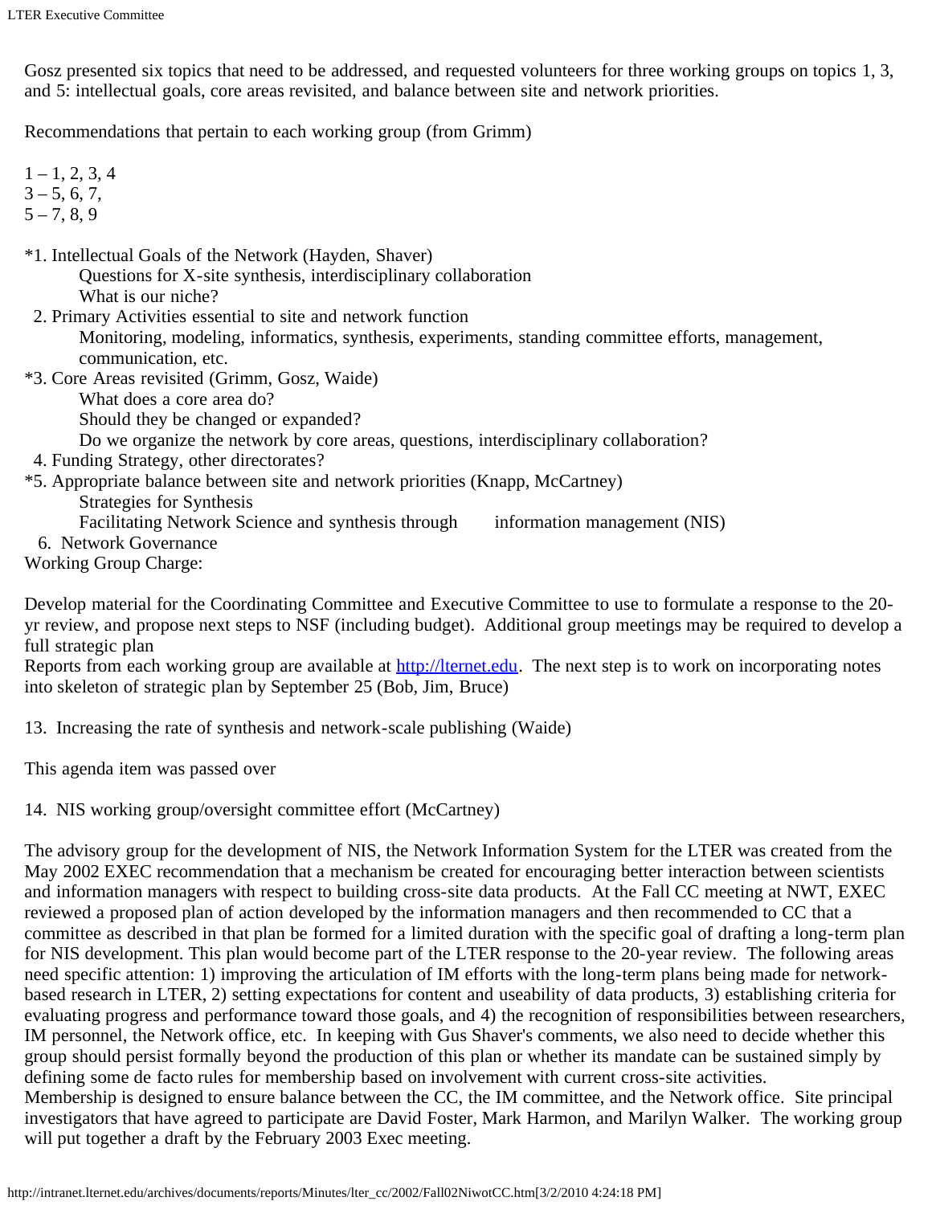Gosz presented six topics that need to be addressed, and requested volunteers for three working groups on topics 1, 3, and 5: intellectual goals, core areas revisited, and balance between site and network priorities.

Recommendations that pertain to each working group (from Grimm)

1 – 1, 2, 3, 4
3 – 5, 6, 7,
5 – 7, 8, 9

*1. Intellectual Goals of the Network (Hayden, Shaver)
   Questions for X-site synthesis, interdisciplinary collaboration
   What is our niche?
2. Primary Activities essential to site and network function
   Monitoring, modeling, informatics, synthesis, experiments, standing committee efforts, management, communication, etc.
*3. Core Areas revisited (Grimm, Gosz, Waide)
   What does a core area do?
   Should they be changed or expanded?
   Do we organize the network by core areas, questions, interdisciplinary collaboration?
4. Funding Strategy, other directorates?
*5. Appropriate balance between site and network priorities (Knapp, McCartney)
   Strategies for Synthesis
   Facilitating Network Science and synthesis through information management (NIS)
6. Network Governance

Working Group Charge:

Develop material for the Coordinating Committee and Executive Committee to use to formulate a response to the 20-yr review, and propose next steps to NSF (including budget). Additional group meetings may be required to develop a full strategic plan
Reports from each working group are available at http://lternet.edu. The next step is to work on incorporating notes into skeleton of strategic plan by September 25 (Bob, Jim, Bruce)

13. Increasing the rate of synthesis and network-scale publishing (Waide)

This agenda item was passed over

14. NIS working group/oversight committee effort (McCartney)

The advisory group for the development of NIS, the Network Information System for the LTER was created from the May 2002 EXEC recommendation that a mechanism be created for encouraging better interaction between scientists and information managers with respect to building cross-site data products. At the Fall CC meeting at NWT, EXEC reviewed a proposed plan of action developed by the information managers and then recommended to CC that a committee as described in that plan be formed for a limited duration with the specific goal of drafting a long-term plan for NIS development. This plan would become part of the LTER response to the 20-year review. The following areas need specific attention: 1) improving the articulation of IM efforts with the long-term plans being made for network-based research in LTER, 2) setting expectations for content and useability of data products, 3) establishing criteria for evaluating progress and performance toward those goals, and 4) the recognition of responsibilities between researchers, IM personnel, the Network office, etc. In keeping with Gus Shaver's comments, we also need to decide whether this group should persist formally beyond the production of this plan or whether its mandate can be sustained simply by defining some de facto rules for membership based on involvement with current cross-site activities.
Membership is designed to ensure balance between the CC, the IM committee, and the Network office. Site principal investigators that have agreed to participate are David Foster, Mark Harmon, and Marilyn Walker. The working group will put together a draft by the February 2003 Exec meeting.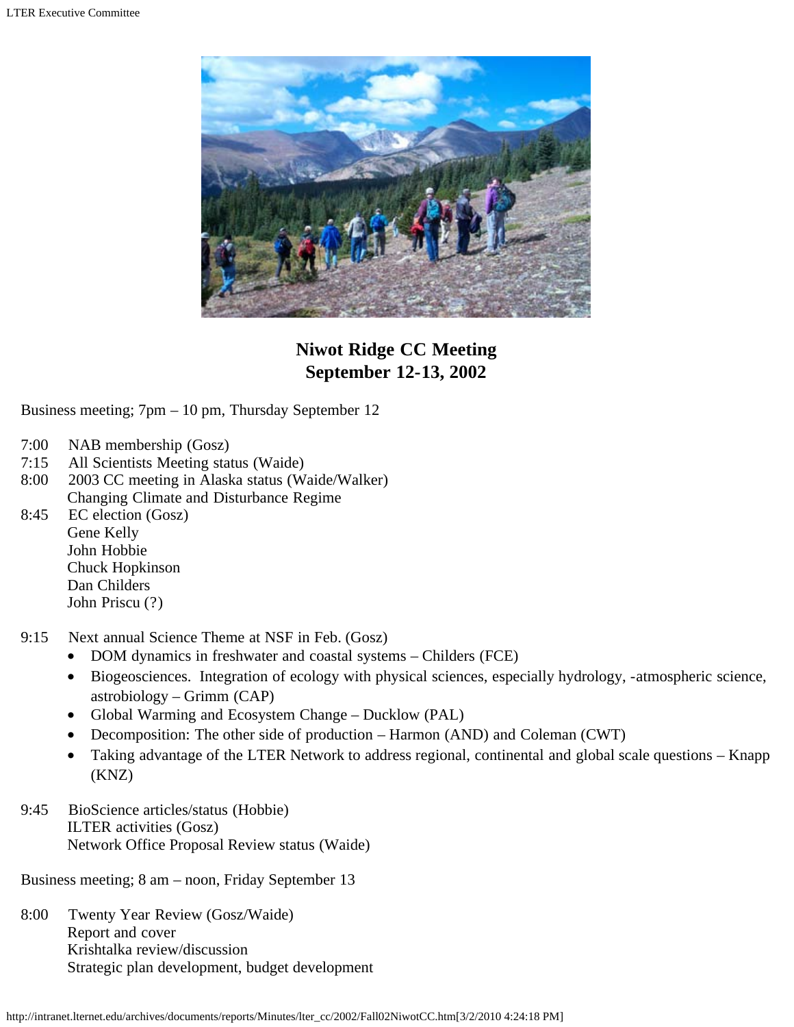## Niwot Ridge CC Meeting
## September 12-13, 2002

Business meeting; 7pm – 10 pm, Thursday September 12

7:00 NAB membership (Gosz)
7:15 All Scientists Meeting status (Waide)
8:00 2003 CC meeting in Alaska status (Waide/Walker)
Changing Climate and Disturbance Regime
8:45 EC election (Gosz)
Gene Kelly
John Hobbie
Chuck Hopkinson
Dan Childers
John Priscu (?)

9:15 Next annual Science Theme at NSF in Feb. (Gosz)

- DOM dynamics in freshwater and coastal systems – Childers (FCE)
- Biogeosciences. Integration of ecology with physical sciences, especially hydrology, -atmospheric science, astrobiology – Grimm (CAP)
- Global Warming and Ecosystem Change – Ducklow (PAL)
- Decomposition: The other side of production – Harmon (AND) and Coleman (CWT)
- Taking advantage of the LTER Network to address regional, continental and global scale questions – Knapp (KNZ)

9:45 BioScience articles/status (Hobbie)
ILTER activities (Gosz)
Network Office Proposal Review status (Waide)

Business meeting; 8 am – noon, Friday September 13

8:00 Twenty Year Review (Gosz/Waide)
Report and cover
Krishtalka review/discussion
Strategic plan development, budget development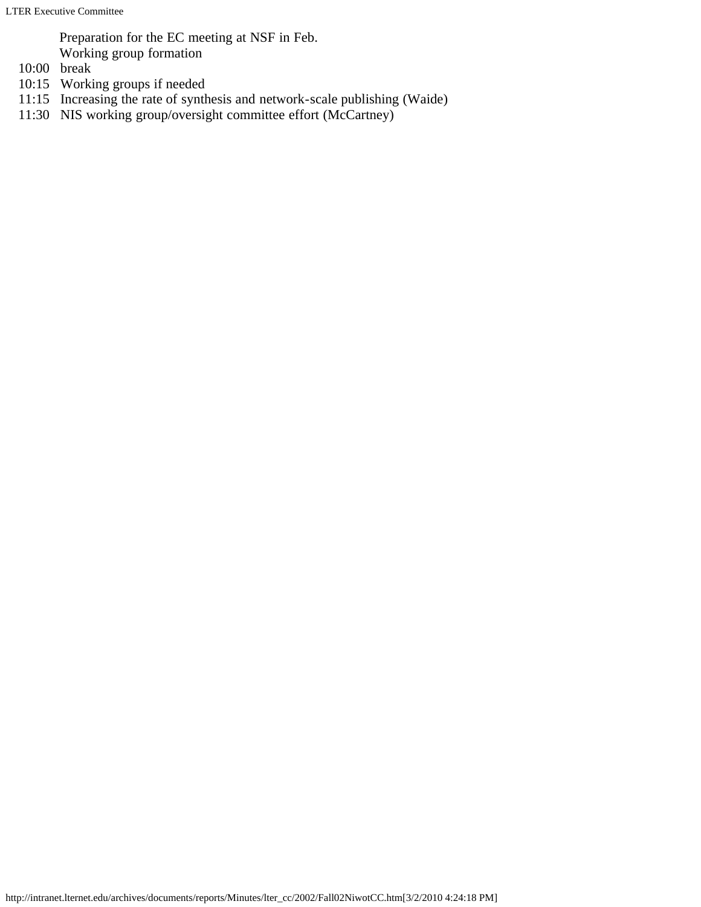Preparation for the EC meeting at NSF in Feb.
Working group formation

10:00 break
10:15 Working groups if needed
11:15 Increasing the rate of synthesis and network-scale publishing (Waide)
11:30 NIS working group/oversight committee effort (McCartney)